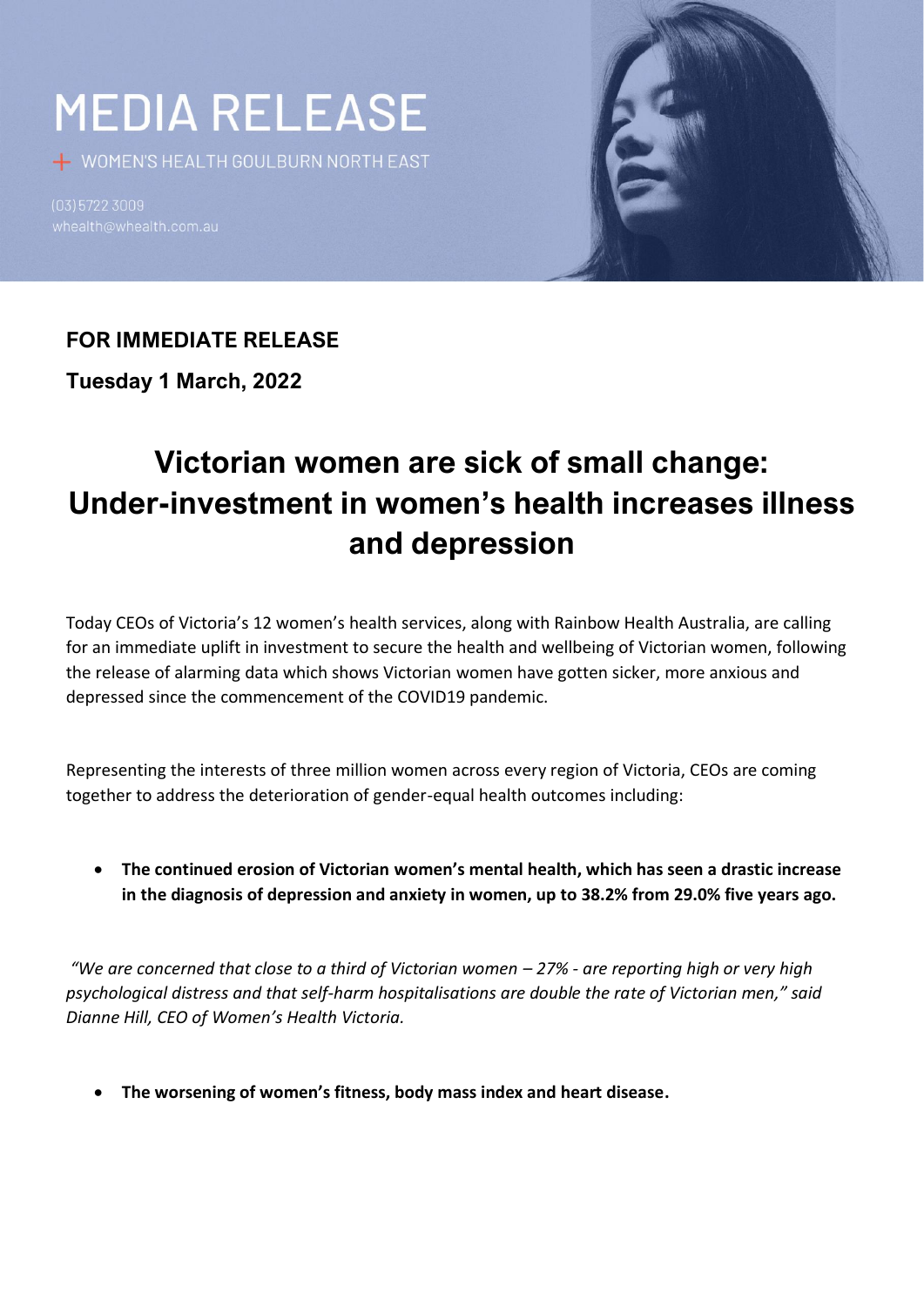# MEDIA RELEASE

+ WOMEN'S HEALTH GOULBURN NORTH EAST

(03) 5722 3009
whealth@whealth.com.au

**FOR IMMEDIATE RELEASE**

**Tuesday 1 March, 2022**

# Victorian women are sick of small change: Under-investment in women's health increases illness and depression

Today CEOs of Victoria's 12 women's health services, along with Rainbow Health Australia, are calling for an immediate uplift in investment to secure the health and wellbeing of Victorian women, following the release of alarming data which shows Victorian women have gotten sicker, more anxious and depressed since the commencement of the COVID19 pandemic.

Representing the interests of three million women across every region of Victoria, CEOs are coming together to address the deterioration of gender-equal health outcomes including:

- **The continued erosion of Victorian women's mental health, which has seen a drastic increase in the diagnosis of depression and anxiety in women, up to 38.2% from 29.0% five years ago.**

*"We are concerned that close to a third of Victorian women – 27% - are reporting high or very high psychological distress and that self-harm hospitalisations are double the rate of Victorian men," said Dianne Hill, CEO of Women's Health Victoria.*

- **The worsening of women's fitness, body mass index and heart disease.**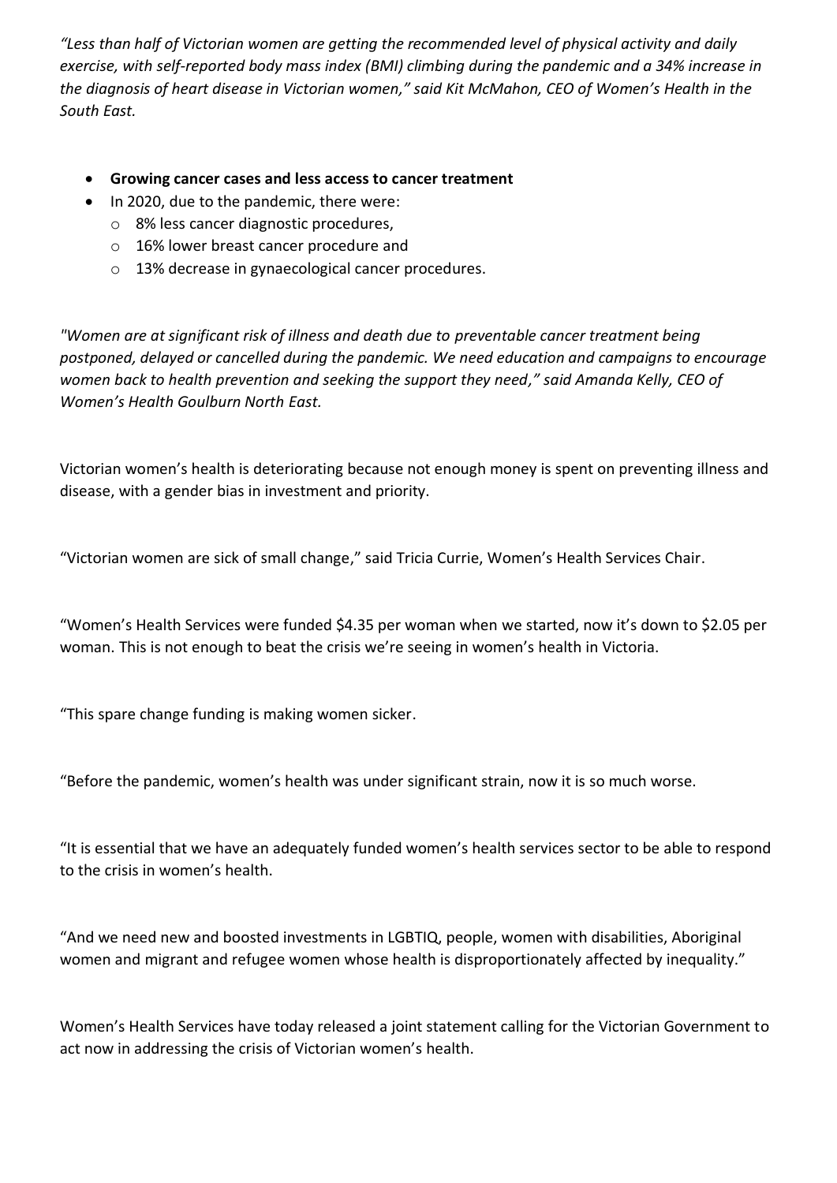*"Less than half of Victorian women are getting the recommended level of physical activity and daily exercise, with self-reported body mass index (BMI) climbing during the pandemic and a 34% increase in the diagnosis of heart disease in Victorian women," said Kit McMahon, CEO of Women's Health in the South East.*

- **Growing cancer cases and less access to cancer treatment**
- In 2020, due to the pandemic, there were:
  - 8% less cancer diagnostic procedures,
  - 16% lower breast cancer procedure and
  - 13% decrease in gynaecological cancer procedures.

*"Women are at significant risk of illness and death due to preventable cancer treatment being postponed, delayed or cancelled during the pandemic. We need education and campaigns to encourage women back to health prevention and seeking the support they need," said Amanda Kelly, CEO of Women's Health Goulburn North East.*

Victorian women's health is deteriorating because not enough money is spent on preventing illness and disease, with a gender bias in investment and priority.

"Victorian women are sick of small change," said Tricia Currie, Women's Health Services Chair.

"Women's Health Services were funded $4.35 per woman when we started, now it's down to $2.05 per woman. This is not enough to beat the crisis we're seeing in women's health in Victoria.

"This spare change funding is making women sicker.

"Before the pandemic, women's health was under significant strain, now it is so much worse.

"It is essential that we have an adequately funded women's health services sector to be able to respond to the crisis in women's health.

"And we need new and boosted investments in LGBTIQ, people, women with disabilities, Aboriginal women and migrant and refugee women whose health is disproportionately affected by inequality."

Women's Health Services have today released a joint statement calling for the Victorian Government to act now in addressing the crisis of Victorian women's health.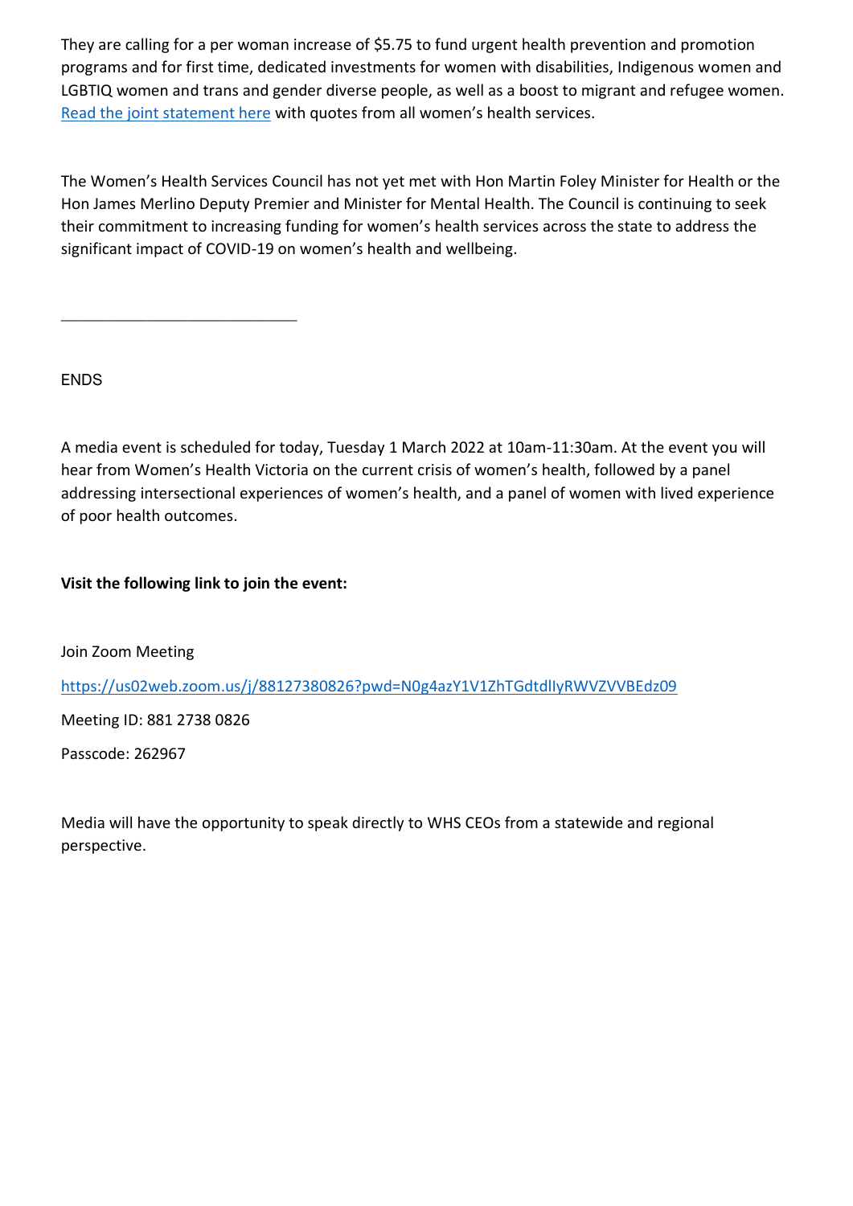They are calling for a per woman increase of $5.75 to fund urgent health prevention and promotion programs and for first time, dedicated investments for women with disabilities, Indigenous women and LGBTIQ women and trans and gender diverse people, as well as a boost to migrant and refugee women. [Read the joint statement here](#) with quotes from all women's health services.

The Women's Health Services Council has not yet met with Hon Martin Foley Minister for Health or the Hon James Merlino Deputy Premier and Minister for Mental Health. The Council is continuing to seek their commitment to increasing funding for women's health services across the state to address the significant impact of COVID-19 on women's health and wellbeing.

---

ENDS

A media event is scheduled for today, Tuesday 1 March 2022 at 10am-11:30am. At the event you will hear from Women's Health Victoria on the current crisis of women's health, followed by a panel addressing intersectional experiences of women's health, and a panel of women with lived experience of poor health outcomes.

**Visit the following link to join the event:**

Join Zoom Meeting

https://us02web.zoom.us/j/88127380826?pwd=N0g4azY1V1ZhTGdtdlIyRWVZVVBEdz09

Meeting ID: 881 2738 0826

Passcode: 262967

Media will have the opportunity to speak directly to WHS CEOs from a statewide and regional perspective.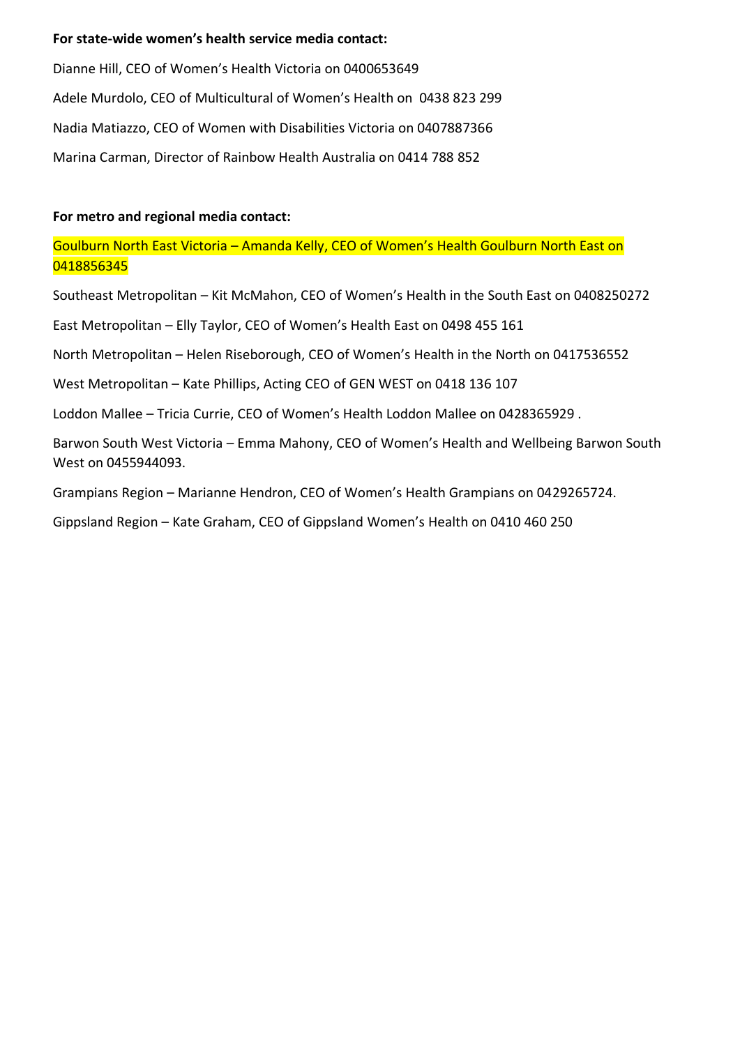**For state-wide women's health service media contact:**

Dianne Hill, CEO of Women's Health Victoria on 0400653649

Adele Murdolo, CEO of Multicultural of Women's Health on 0438 823 299

Nadia Matiazzo, CEO of Women with Disabilities Victoria on 0407887366

Marina Carman, Director of Rainbow Health Australia on 0414 788 852

**For metro and regional media contact:**

Goulburn North East Victoria – Amanda Kelly, CEO of Women's Health Goulburn North East on 0418856345

Southeast Metropolitan – Kit McMahon, CEO of Women's Health in the South East on 0408250272

East Metropolitan – Elly Taylor, CEO of Women's Health East on 0498 455 161

North Metropolitan – Helen Riseborough, CEO of Women's Health in the North on 0417536552

West Metropolitan – Kate Phillips, Acting CEO of GEN WEST on 0418 136 107

Loddon Mallee – Tricia Currie, CEO of Women's Health Loddon Mallee on 0428365929 .

Barwon South West Victoria – Emma Mahony, CEO of Women's Health and Wellbeing Barwon South West on 0455944093.

Grampians Region – Marianne Hendron, CEO of Women's Health Grampians on 0429265724.

Gippsland Region – Kate Graham, CEO of Gippsland Women's Health on 0410 460 250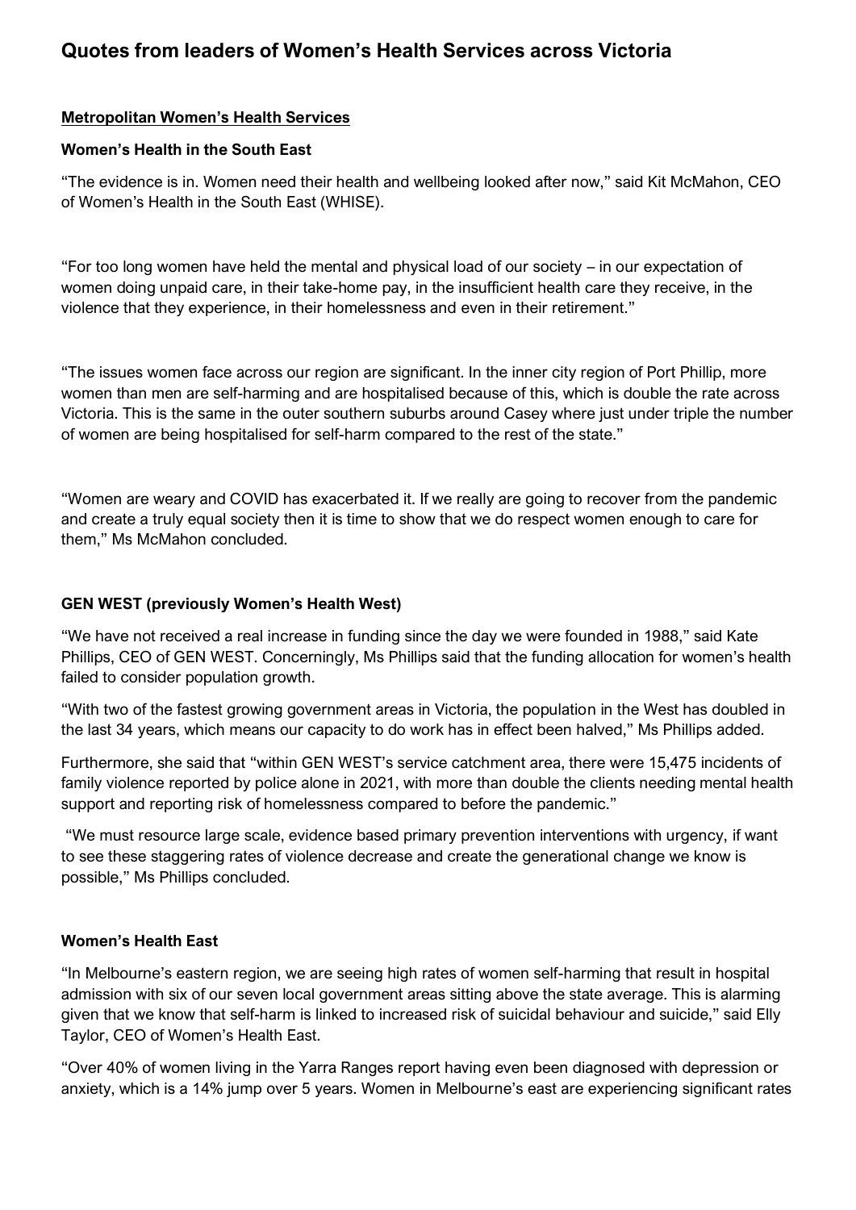# Quotes from leaders of Women's Health Services across Victoria

**Metropolitan Women's Health Services**

### Women's Health in the South East

"The evidence is in. Women need their health and wellbeing looked after now," said Kit McMahon, CEO of Women's Health in the South East (WHISE).

"For too long women have held the mental and physical load of our society – in our expectation of women doing unpaid care, in their take-home pay, in the insufficient health care they receive, in the violence that they experience, in their homelessness and even in their retirement."

"The issues women face across our region are significant. In the inner city region of Port Phillip, more women than men are self-harming and are hospitalised because of this, which is double the rate across Victoria. This is the same in the outer southern suburbs around Casey where just under triple the number of women are being hospitalised for self-harm compared to the rest of the state."

"Women are weary and COVID has exacerbated it. If we really are going to recover from the pandemic and create a truly equal society then it is time to show that we do respect women enough to care for them," Ms McMahon concluded.

### GEN WEST (previously Women's Health West)

"We have not received a real increase in funding since the day we were founded in 1988," said Kate Phillips, CEO of GEN WEST. Concerningly, Ms Phillips said that the funding allocation for women's health failed to consider population growth.

"With two of the fastest growing government areas in Victoria, the population in the West has doubled in the last 34 years, which means our capacity to do work has in effect been halved," Ms Phillips added.

Furthermore, she said that "within GEN WEST's service catchment area, there were 15,475 incidents of family violence reported by police alone in 2021, with more than double the clients needing mental health support and reporting risk of homelessness compared to before the pandemic."

"We must resource large scale, evidence based primary prevention interventions with urgency, if want to see these staggering rates of violence decrease and create the generational change we know is possible," Ms Phillips concluded.

### Women's Health East

"In Melbourne's eastern region, we are seeing high rates of women self-harming that result in hospital admission with six of our seven local government areas sitting above the state average. This is alarming given that we know that self-harm is linked to increased risk of suicidal behaviour and suicide," said Elly Taylor, CEO of Women's Health East.

"Over 40% of women living in the Yarra Ranges report having even been diagnosed with depression or anxiety, which is a 14% jump over 5 years. Women in Melbourne's east are experiencing significant rates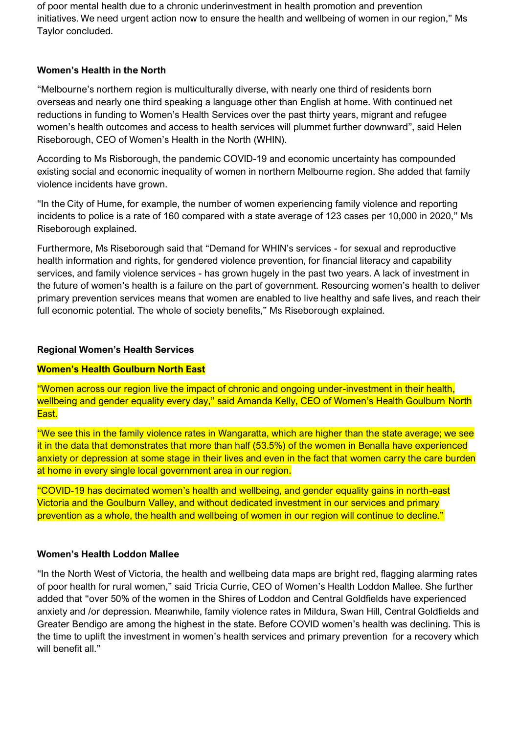of poor mental health due to a chronic underinvestment in health promotion and prevention initiatives. We need urgent action now to ensure the health and wellbeing of women in our region," Ms Taylor concluded.

**Women's Health in the North**

"Melbourne's northern region is multiculturally diverse, with nearly one third of residents born overseas and nearly one third speaking a language other than English at home. With continued net reductions in funding to Women's Health Services over the past thirty years, migrant and refugee women's health outcomes and access to health services will plummet further downward", said Helen Riseborough, CEO of Women's Health in the North (WHIN).

According to Ms Risborough, the pandemic COVID-19 and economic uncertainty has compounded existing social and economic inequality of women in northern Melbourne region. She added that family violence incidents have grown.

"In the City of Hume, for example, the number of women experiencing family violence and reporting incidents to police is a rate of 160 compared with a state average of 123 cases per 10,000 in 2020," Ms Riseborough explained.

Furthermore, Ms Riseborough said that "Demand for WHIN's services - for sexual and reproductive health information and rights, for gendered violence prevention, for financial literacy and capability services, and family violence services - has grown hugely in the past two years. A lack of investment in the future of women's health is a failure on the part of government. Resourcing women's health to deliver primary prevention services means that women are enabled to live healthy and safe lives, and reach their full economic potential. The whole of society benefits," Ms Riseborough explained.

## Regional Women's Health Services

**Women's Health Goulburn North East**

"Women across our region live the impact of chronic and ongoing under-investment in their health, wellbeing and gender equality every day," said Amanda Kelly, CEO of Women's Health Goulburn North East.

"We see this in the family violence rates in Wangaratta, which are higher than the state average; we see it in the data that demonstrates that more than half (53.5%) of the women in Benalla have experienced anxiety or depression at some stage in their lives and even in the fact that women carry the care burden at home in every single local government area in our region.

"COVID-19 has decimated women's health and wellbeing, and gender equality gains in north-east Victoria and the Goulburn Valley, and without dedicated investment in our services and primary prevention as a whole, the health and wellbeing of women in our region will continue to decline."

**Women's Health Loddon Mallee**

"In the North West of Victoria, the health and wellbeing data maps are bright red, flagging alarming rates of poor health for rural women," said Tricia Currie, CEO of Women's Health Loddon Mallee. She further added that "over 50% of the women in the Shires of Loddon and Central Goldfields have experienced anxiety and /or depression. Meanwhile, family violence rates in Mildura, Swan Hill, Central Goldfields and Greater Bendigo are among the highest in the state. Before COVID women's health was declining. This is the time to uplift the investment in women's health services and primary prevention for a recovery which will benefit all."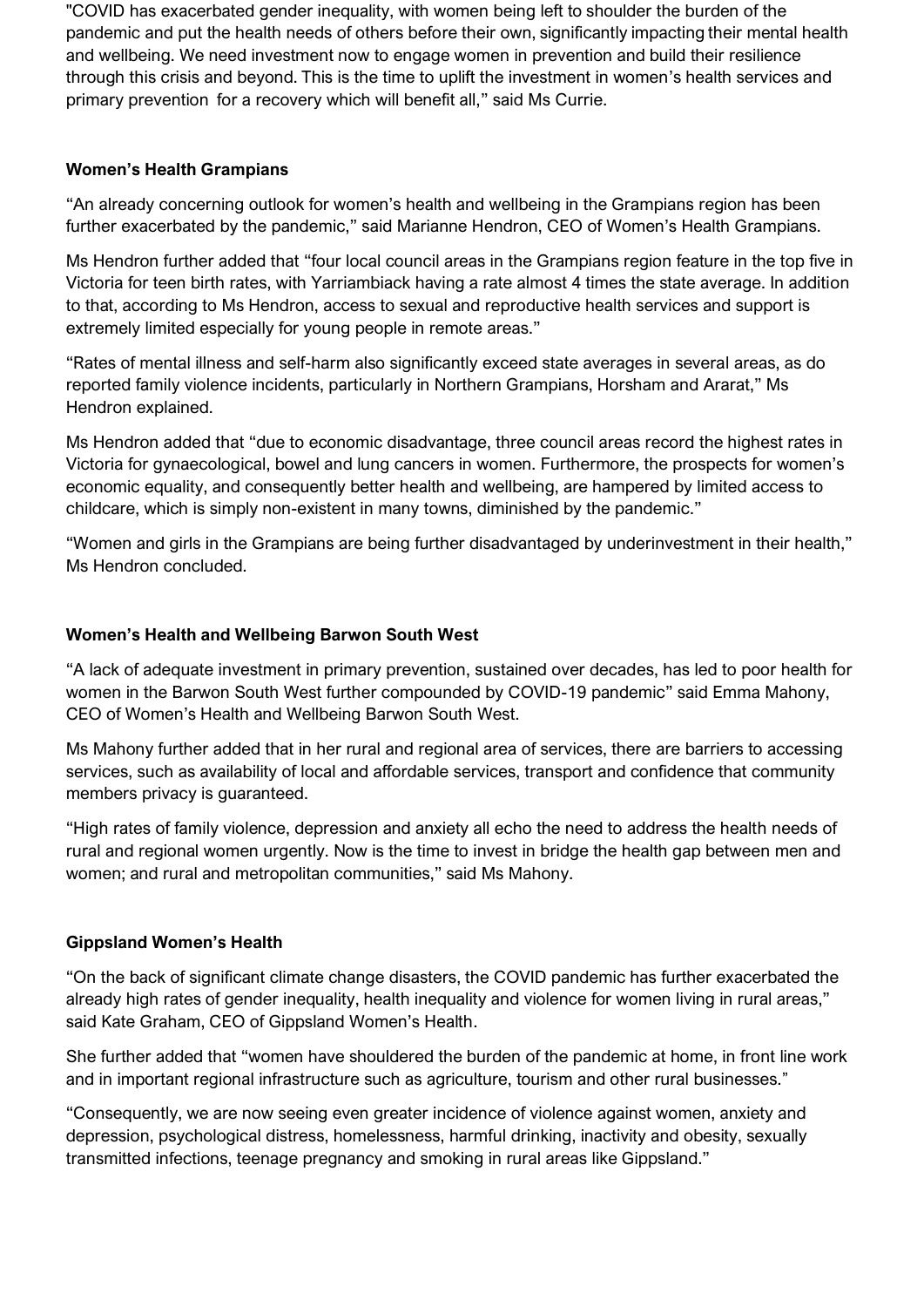"COVID has exacerbated gender inequality, with women being left to shoulder the burden of the pandemic and put the health needs of others before their own, significantly impacting their mental health and wellbeing. We need investment now to engage women in prevention and build their resilience through this crisis and beyond. This is the time to uplift the investment in women's health services and primary prevention for a recovery which will benefit all," said Ms Currie.

**Women's Health Grampians**

"An already concerning outlook for women's health and wellbeing in the Grampians region has been further exacerbated by the pandemic," said Marianne Hendron, CEO of Women's Health Grampians.

Ms Hendron further added that "four local council areas in the Grampians region feature in the top five in Victoria for teen birth rates, with Yarriambiack having a rate almost 4 times the state average. In addition to that, according to Ms Hendron, access to sexual and reproductive health services and support is extremely limited especially for young people in remote areas."

"Rates of mental illness and self-harm also significantly exceed state averages in several areas, as do reported family violence incidents, particularly in Northern Grampians, Horsham and Ararat," Ms Hendron explained.

Ms Hendron added that "due to economic disadvantage, three council areas record the highest rates in Victoria for gynaecological, bowel and lung cancers in women. Furthermore, the prospects for women's economic equality, and consequently better health and wellbeing, are hampered by limited access to childcare, which is simply non-existent in many towns, diminished by the pandemic."

"Women and girls in the Grampians are being further disadvantaged by underinvestment in their health," Ms Hendron concluded.

**Women's Health and Wellbeing Barwon South West**

"A lack of adequate investment in primary prevention, sustained over decades, has led to poor health for women in the Barwon South West further compounded by COVID-19 pandemic" said Emma Mahony, CEO of Women's Health and Wellbeing Barwon South West.

Ms Mahony further added that in her rural and regional area of services, there are barriers to accessing services, such as availability of local and affordable services, transport and confidence that community members privacy is guaranteed.

"High rates of family violence, depression and anxiety all echo the need to address the health needs of rural and regional women urgently. Now is the time to invest in bridge the health gap between men and women; and rural and metropolitan communities," said Ms Mahony.

**Gippsland Women's Health**

"On the back of significant climate change disasters, the COVID pandemic has further exacerbated the already high rates of gender inequality, health inequality and violence for women living in rural areas," said Kate Graham, CEO of Gippsland Women's Health.

She further added that "women have shouldered the burden of the pandemic at home, in front line work and in important regional infrastructure such as agriculture, tourism and other rural businesses."

"Consequently, we are now seeing even greater incidence of violence against women, anxiety and depression, psychological distress, homelessness, harmful drinking, inactivity and obesity, sexually transmitted infections, teenage pregnancy and smoking in rural areas like Gippsland."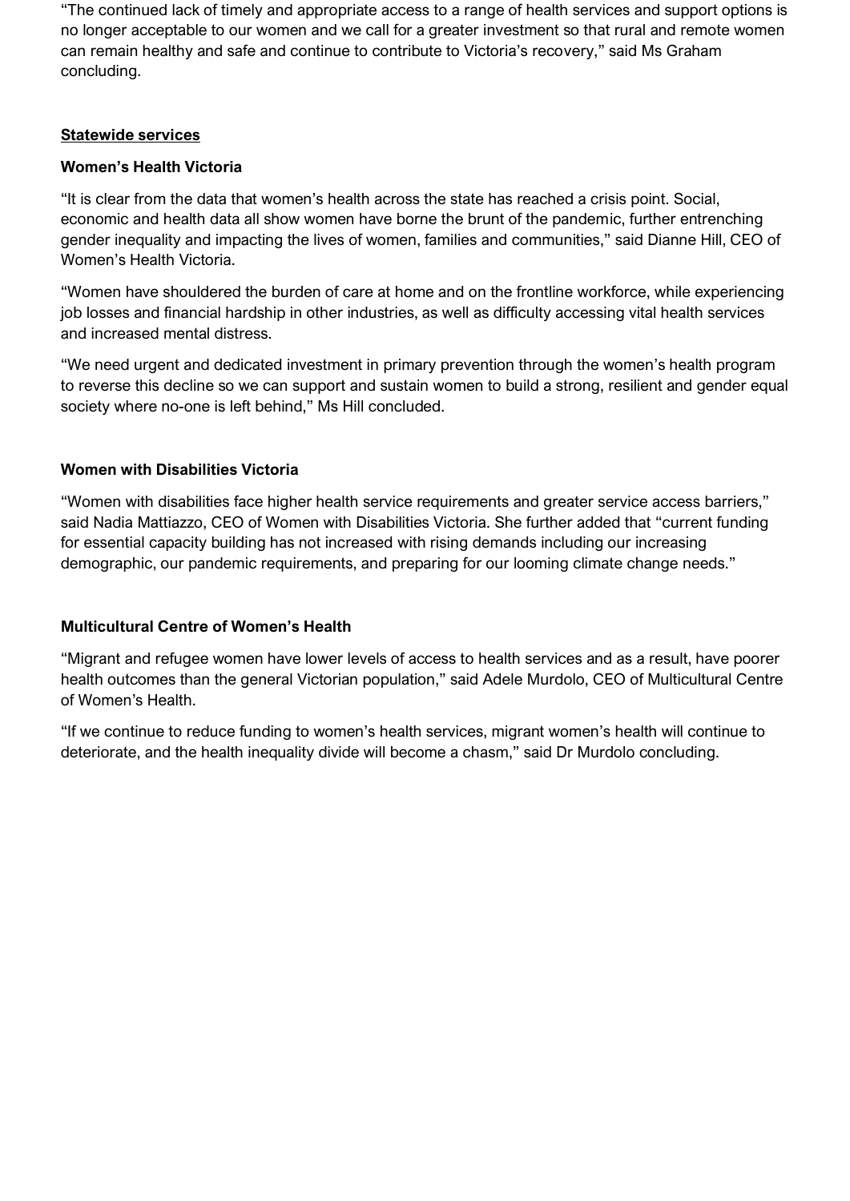"The continued lack of timely and appropriate access to a range of health services and support options is no longer acceptable to our women and we call for a greater investment so that rural and remote women can remain healthy and safe and continue to contribute to Victoria's recovery," said Ms Graham concluding.

## Statewide services

### Women's Health Victoria

"It is clear from the data that women's health across the state has reached a crisis point. Social, economic and health data all show women have borne the brunt of the pandemic, further entrenching gender inequality and impacting the lives of women, families and communities," said Dianne Hill, CEO of Women's Health Victoria.

"Women have shouldered the burden of care at home and on the frontline workforce, while experiencing job losses and financial hardship in other industries, as well as difficulty accessing vital health services and increased mental distress.

"We need urgent and dedicated investment in primary prevention through the women's health program to reverse this decline so we can support and sustain women to build a strong, resilient and gender equal society where no-one is left behind," Ms Hill concluded.

### Women with Disabilities Victoria

"Women with disabilities face higher health service requirements and greater service access barriers," said Nadia Mattiazzo, CEO of Women with Disabilities Victoria. She further added that "current funding for essential capacity building has not increased with rising demands including our increasing demographic, our pandemic requirements, and preparing for our looming climate change needs."

### Multicultural Centre of Women's Health

"Migrant and refugee women have lower levels of access to health services and as a result, have poorer health outcomes than the general Victorian population," said Adele Murdolo, CEO of Multicultural Centre of Women's Health.

"If we continue to reduce funding to women's health services, migrant women's health will continue to deteriorate, and the health inequality divide will become a chasm," said Dr Murdolo concluding.